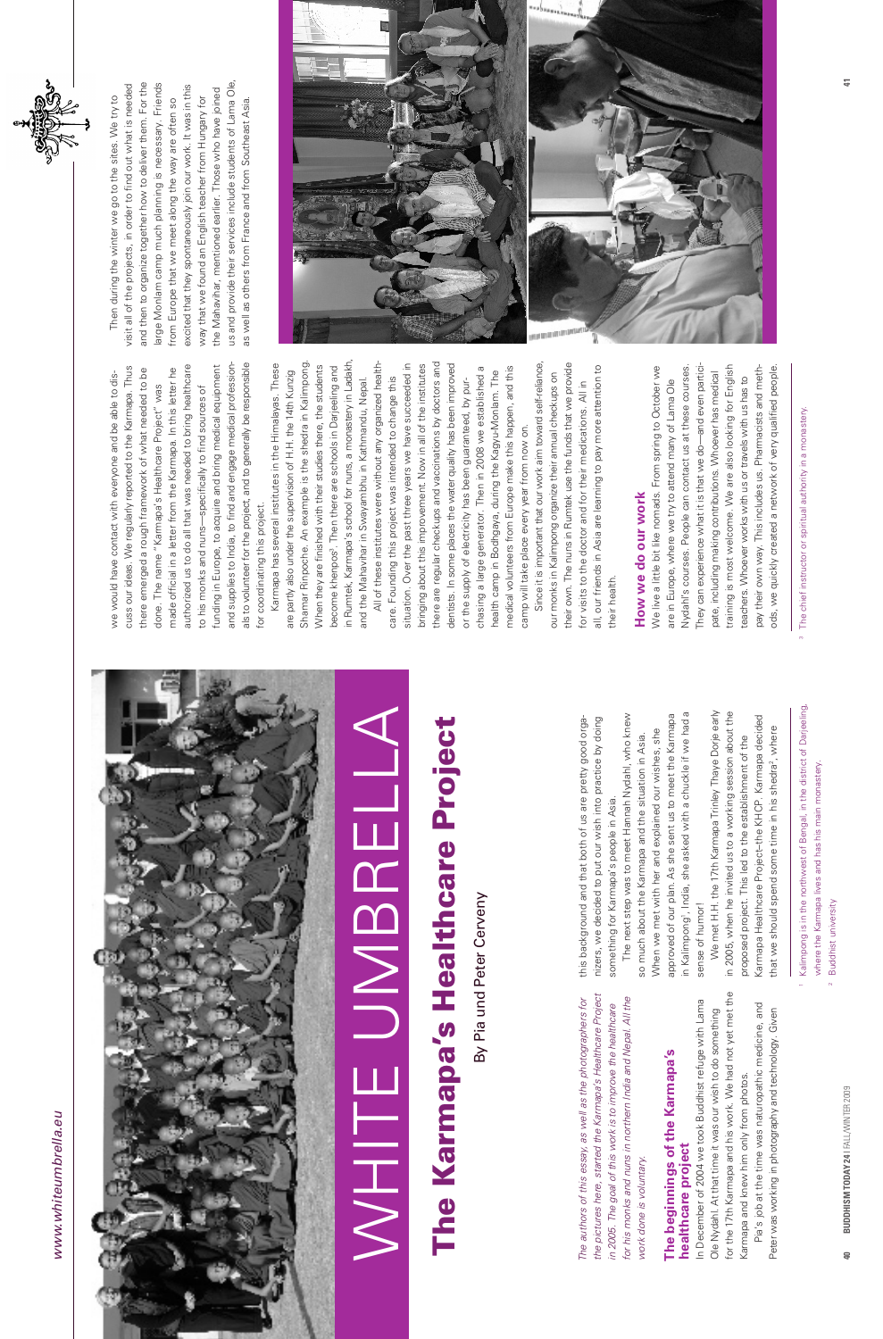# WHITE UMBRELLA

# The Karmapa's Healthcare Project

By Pia und Peter Cerveny

*The authors of this essay, as well as the photographers for the pictures here, started the Karmapa's Healthcare Project in 2005. The goal of this work is to improve the healthcare for his monks and nuns in northern India and Nepal. All the work done is voluntary.*

## The beginnings of the Karmapa's healthcare project

In December of 2004 we took Buddhist refuge with Lama Ole Nydahl. At that time it was our wish to do something for the 17th Karmapa and his work. We had not yet met the Karmapa and knew him only from photos.

Pia's job at the time was naturopathic medicine, and Peter was working in photography and technology. Given this background and that both of us are pretty good organizers, we decided to put our wish into practice by doing something for Karmapa's people in Asia.

The next step was to meet Hannah Nydahl, who knew so much about the Karmapa and the situation in Asia. When we met with her and explained our wishes, she approved of our plan. As she sent us to meet the Karmapa in Kalimpong[1], India, she asked with a chuckle if we had a sense of humor!

We met H.H. the 17th Karmapa Trinley Thaye Dorje early in 2005, when he invited us to a working session about the proposed project. This led to the establishment of the Karmapa Healthcare Project–the KHCP. Karmapa decided that we should spend some time in his shedra[2], where we would have contact with everyone and be able to discuss our ideas. We regularly reported to the Karmapa. Thus there emerged a rough framework of what needed to be done. The name "Karmapa's Healthcare Project" was made official in a letter from the Karmapa. In this letter he authorized us to do all that was needed to bring healthcare to his monks and nuns—specifically to find sources of funding in Europe, to acquire and bring medical equipment and supplies to India, to find and engage medical professionals to volunteer for the project, and to generally be responsible for coordinating this project.

Karmapa has several institutes in the Himalayas. These are partly also under the supervision of H.H. the 14th Kunzig Shamar Rinpoche. An example is the shedra in Kalimpong. When they are finished with their studies there, the students become khenpos[3]. Then there are schools in Darjeeling and in Rumtek, Karmapa's school for nuns, a monastery in Ladakh, and the Mahavihar in Swayambhu in Kathmandu, Nepal.

All of these institutes were without any organized healthcare. Founding this project was intended to change this situation. Over the past three years we have succeeded in bringing about this improvement. Now in all of the institutes there are regular checkups and vaccinations by doctors and dentists. In some places the water quality has been improved or the supply of electricity has been guaranteed, by purchasing a large generator. Then in 2008 we established a health camp in Bodhgaya, during the Kagyu-Monlam. The medical volunteers from Europe make this happen, and this camp will take place every year from now on.

Since it is important that our work aim toward self-reliance, our monks in Kalimpong organize their annual checkups on their own. The nuns in Rumtek use the funds that we provide for visits to the doctor and for their medications. All in all, our friends in Asia are learning to pay more attention to their health.

## How we do our work

We live a little bit like nomads. From spring to October we are in Europe, where we try to attend many of Lama Ole Nydahl's courses. People can contact us at these courses. They can experience what it is that we do—and even participate, including making contributions. Whoever has medical training is most welcome. We are also looking for English teachers. Whoever works with us or travels with us has to pay their own way. This includes us. Pharmacists and methods, we quickly created a network of very qualified people.

Then during the winter we go to the sites. We try to visit all of the projects, in order to find out what is needed and then to organize together how to deliver them. For the large Monlam camp much planning is necessary. Friends from Europe that we meet along the way are often so excited that they spontaneously join our work. It was in this way that we found an English teacher from Hungary for the Mahavihar, mentioned earlier. Those who have joined us and provide their services include students of Lama Ole, as well as others from France and from Southeast Asia.

---

[1] Kalimpong is in the northwest of Bengal, in the district of Darjeeling, where the Karmapa lives and has his main monastery.

[2] Buddhist university

[3] The chief instructor or spiritual authority in a monastery.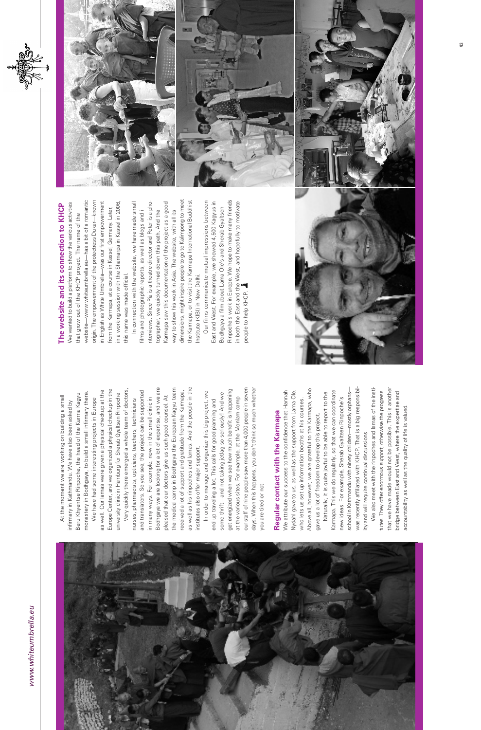At the moment we are working on building a small infirmary in Kathmandu. We have also been asked by Beru Khyentse Rinpoche, the head of the Karma Kagyu monastery in Bodhgaya, to build a small infirmary there.

We have had some interesting projects in Europe as well. Our lamas were given a physical checkup at the Europe Center, and we organized a physical checkup in the university clinic in Hamburg for Sherab Gyaltsen Rinpoche.

Very quickly there emerged a whole team of doctors, nurses, pharmacists, opticians, teachers, technicians and translators. So you see, the project can be supported in many ways. For example, now in the small clinic in Bodhgaya we are looking for a lot of expertise, and we are pleased that our doctors give us such good counsel. At the medical camp in Bodhgaya the European Kagyu team received a lot of support and gratitude from the Karmapa, as well as his rinpoches and lamas. And the people in the institutes also offer major support.

In order to manage and organize this big project, we end up traveling a lot. This calls for good planning and some thrift—and not taking jetlag so seriously! And we get energized when we see how much benefit is happening at the various sites. For example, at the Monlam camp our staff of nine people saw more than 4,000 people in seven days. When this happens, you don't think so much whether you are tired or not.

## Regular contact with the Karmapa

We attribute our success to the confidence that Hannah Nydahl gave to us, as well as the support from Lama Ole, who lets us set up information booths at his courses. Above all, however, we are grateful to the Karmapa, who gave us a lot of freedom to develop this project.

Naturally, it is quite joyful to be able to report to the Karmapa. This we do regularly, so that we can coordinate new ideas. For example, Sherab Gyaltsen Rinpoche's school in Kathmandu with ninety children—mostly orphans—was recently affiliated with KHCP. That is a big responsibility and will require continual discussions.

We also meet with the rinpoches and lamas of the institutes. They offer enormous support, otherwise the progress that we have made would not be possible. This is another bridge between East and West, where the expertise and accountability as well as the quality of life is valued.

## The website and its connection to KHCP

We wanted to build a platform to show the various activities that grew out of the KHCP project. The name of the website—www.whiteumbrella.eu—has a bit of a romantic origin. The empowerment of the protectress Dukar—known in English as White Umbrella—was our first empowerment from the Karmapa, at a course in Kassel, Germany. Later, in a working session with the Shamarpa in Kassel in 2006, this name was made official.

In connection with the website, we have made small films and photographic reports, as well as blogs and interviews. Since Pia is a theatre director and Peter is a photographer, we quickly turned down this path. And the Karmapa saw this documentation of the project as a good way to show his work in Asia. The website, with all its dimensions, might inspire people to go to Kalimpong to meet the Karmapa, or to visit the Karmapa International Buddhist Institute (KIBI) in New Delhi.

Our films communicate mutual impressions between East and West. For example, we showed 4,500 Kagyus in Bodhgaya a film about Lama Ole's and Sherab Gyaltsen Rinpoche's work in Europe. We hope to make many friends in both the East and the West, and hopefully to motivate people to help KHCP.